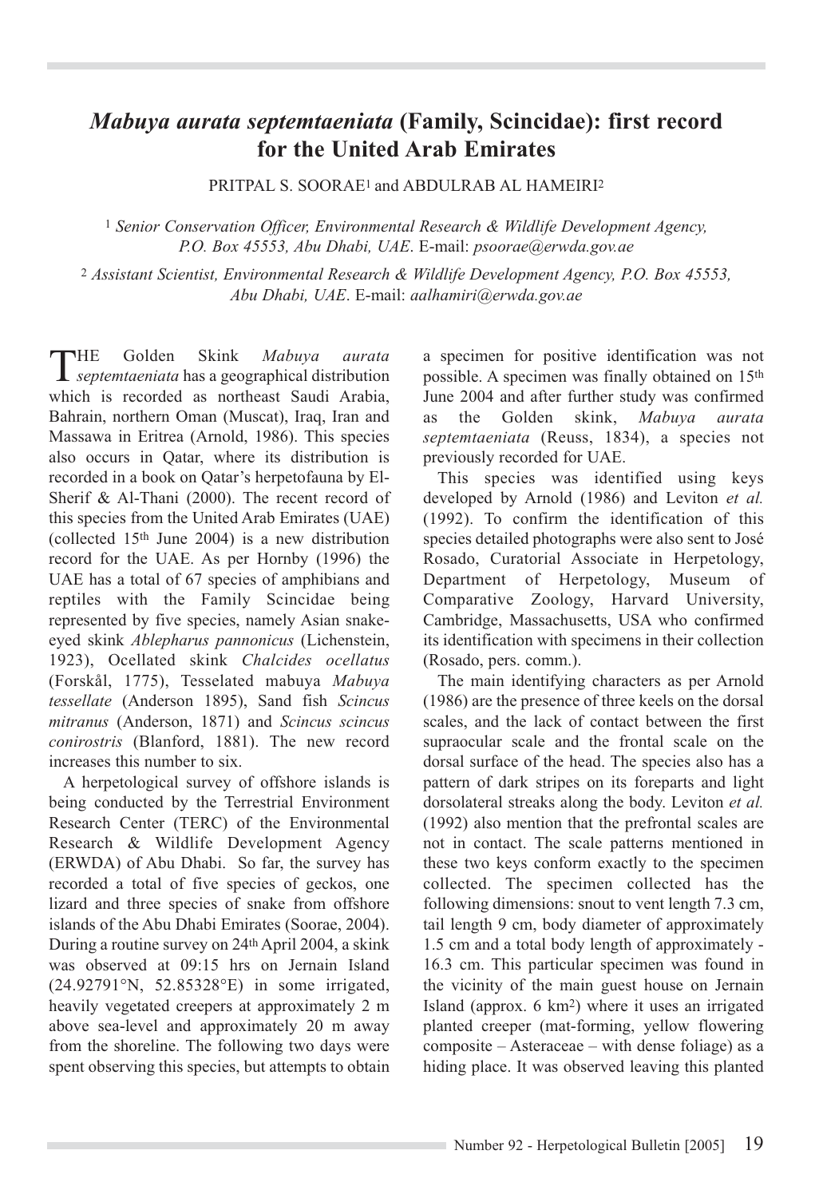# *Mabuya aurata septemtaeniata* (Family, Scincidae): first record for the United Arab Emirates

PRITPAL S. SOORAE[1] and ABDULRAB AL HAMEIRI[2]

[1] *Senior Conservation Officer, Environmental Research & Wildlife Development Agency, P.O. Box 45553, Abu Dhabi, UAE*. E-mail: *psoorae@erwda.gov.ae*

[2] *Assistant Scientist, Environmental Research & Wildlife Development Agency, P.O. Box 45553, Abu Dhabi, UAE*. E-mail: *aalhamiri@erwda.gov.ae*

THE Golden Skink *Mabuya aurata septemtaeniata* has a geographical distribution which is recorded as northeast Saudi Arabia, Bahrain, northern Oman (Muscat), Iraq, Iran and Massawa in Eritrea (Arnold, 1986). This species also occurs in Qatar, where its distribution is recorded in a book on Qatar's herpetofauna by El-Sherif & Al-Thani (2000). The recent record of this species from the United Arab Emirates (UAE) (collected 15th June 2004) is a new distribution record for the UAE. As per Hornby (1996) the UAE has a total of 67 species of amphibians and reptiles with the Family Scincidae being represented by five species, namely Asian snake-eyed skink *Ablepharus pannonicus* (Lichenstein, 1923), Ocellated skink *Chalcides ocellatus* (Forskål, 1775), Tesselated mabuya *Mabuya tessellate* (Anderson 1895), Sand fish *Scincus mitranus* (Anderson, 1871) and *Scincus scincus conirostris* (Blanford, 1881). The new record increases this number to six.

A herpetological survey of offshore islands is being conducted by the Terrestrial Environment Research Center (TERC) of the Environmental Research & Wildlife Development Agency (ERWDA) of Abu Dhabi. So far, the survey has recorded a total of five species of geckos, one lizard and three species of snake from offshore islands of the Abu Dhabi Emirates (Soorae, 2004). During a routine survey on 24th April 2004, a skink was observed at 09:15 hrs on Jernain Island (24.92791°N, 52.85328°E) in some irrigated, heavily vegetated creepers at approximately 2 m above sea-level and approximately 20 m away from the shoreline. The following two days were spent observing this species, but attempts to obtain a specimen for positive identification was not possible. A specimen was finally obtained on 15th June 2004 and after further study was confirmed as the Golden skink, *Mabuya aurata septemtaeniata* (Reuss, 1834), a species not previously recorded for UAE.

This species was identified using keys developed by Arnold (1986) and Leviton *et al.* (1992). To confirm the identification of this species detailed photographs were also sent to José Rosado, Curatorial Associate in Herpetology, Department of Herpetology, Museum of Comparative Zoology, Harvard University, Cambridge, Massachusetts, USA who confirmed its identification with specimens in their collection (Rosado, pers. comm.).

The main identifying characters as per Arnold (1986) are the presence of three keels on the dorsal scales, and the lack of contact between the first supraocular scale and the frontal scale on the dorsal surface of the head. The species also has a pattern of dark stripes on its foreparts and light dorsolateral streaks along the body. Leviton *et al.* (1992) also mention that the prefrontal scales are not in contact. The scale patterns mentioned in these two keys conform exactly to the specimen collected. The specimen collected has the following dimensions: snout to vent length 7.3 cm, tail length 9 cm, body diameter of approximately 1.5 cm and a total body length of approximately - 16.3 cm. This particular specimen was found in the vicinity of the main guest house on Jernain Island (approx. 6 km$^2$) where it uses an irrigated planted creeper (mat-forming, yellow flowering composite – Asteraceae – with dense foliage) as a hiding place. It was observed leaving this planted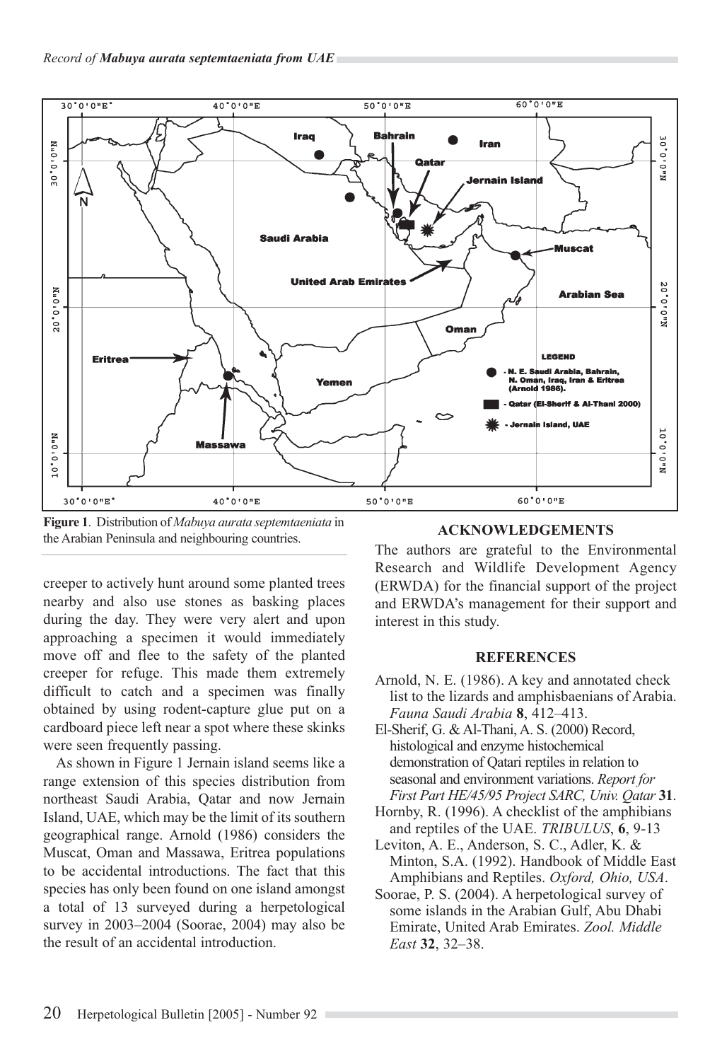30°0'0"E 40°0'0"E 50°0'0"E 60°0'0"E

30°0'0"N 20°0'0"N 10°0'0"N

N

Iraq

Bahrain

Iran

Qatar

Jernain Island

Saudi Arabia

Muscat

United Arab Emirates

Arabian Sea

Oman

Eritrea

Yemen

Massawa

LEGEND

- N. E. Saudi Arabia, Bahrain, N. Oman, Iraq, Iran & Eritrea (Arnold 1986).

- Qatar (El-Sherif & Al-Thani 2000)

- Jernain Island, UAE

**Figure 1**. Distribution of *Mabuya aurata septemtaeniata* in the Arabian Peninsula and neighbouring countries.

creeper to actively hunt around some planted trees nearby and also use stones as basking places during the day. They were very alert and upon approaching a specimen it would immediately move off and flee to the safety of the planted creeper for refuge. This made them extremely difficult to catch and a specimen was finally obtained by using rodent-capture glue put on a cardboard piece left near a spot where these skinks were seen frequently passing.

As shown in Figure 1 Jernain island seems like a range extension of this species distribution from northeast Saudi Arabia, Qatar and now Jernain Island, UAE, which may be the limit of its southern geographical range. Arnold (1986) considers the Muscat, Oman and Massawa, Eritrea populations to be accidental introductions. The fact that this species has only been found on one island amongst a total of 13 surveyed during a herpetological survey in 2003–2004 (Soorae, 2004) may also be the result of an accidental introduction.

## ACKNOWLEDGEMENTS

The authors are grateful to the Environmental Research and Wildlife Development Agency (ERWDA) for the financial support of the project and ERWDA's management for their support and interest in this study.

## REFERENCES

Arnold, N. E. (1986). A key and annotated check list to the lizards and amphisbaenians of Arabia. *Fauna Saudi Arabia* **8**, 412–413.

El-Sherif, G. & Al-Thani, A. S. (2000) Record, histological and enzyme histochemical demonstration of Qatari reptiles in relation to seasonal and environment variations. *Report for First Part HE/45/95 Project SARC, Univ. Qatar* **31**.

Hornby, R. (1996). A checklist of the amphibians and reptiles of the UAE. *TRIBULUS*, **6**, 9-13

Leviton, A. E., Anderson, S. C., Adler, K. & Minton, S.A. (1992). Handbook of Middle East Amphibians and Reptiles. *Oxford, Ohio, USA*.

Soorae, P. S. (2004). A herpetological survey of some islands in the Arabian Gulf, Abu Dhabi Emirate, United Arab Emirates. *Zool. Middle East* **32**, 32–38.